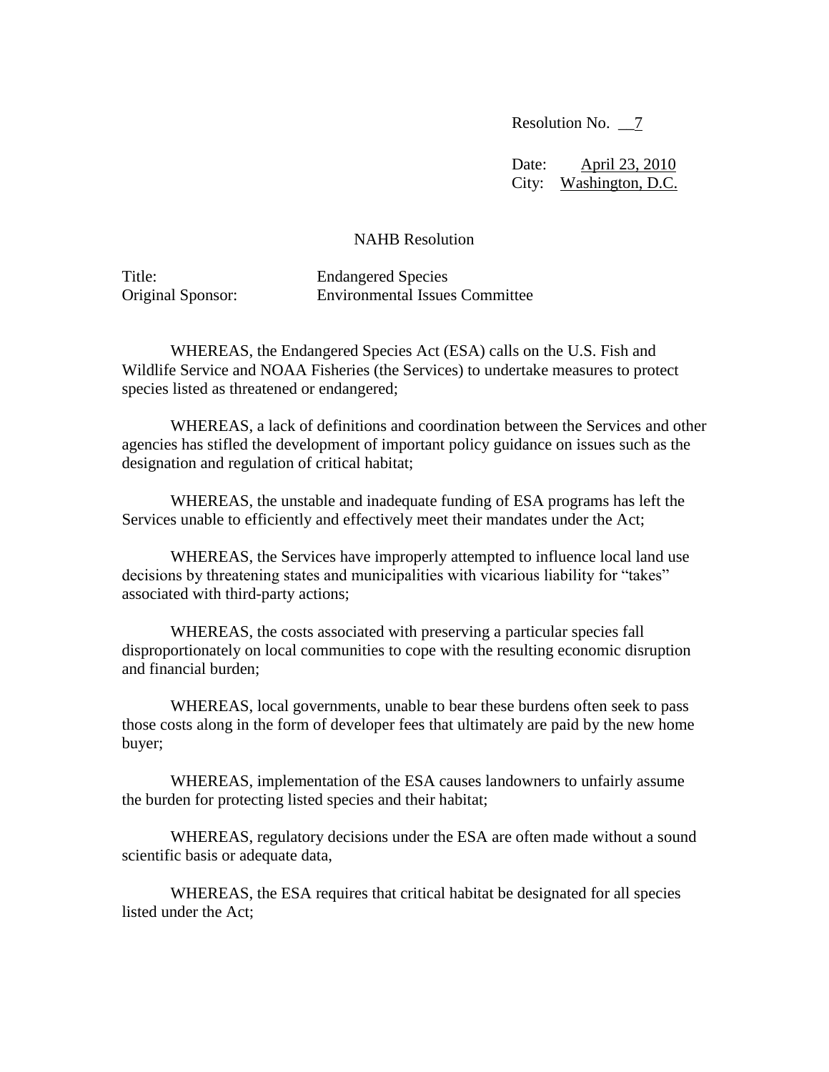Resolution No. 7

Date: April 23, 2010
City: Washington, D.C.

NAHB Resolution

Title: Endangered Species
Original Sponsor: Environmental Issues Committee

WHEREAS, the Endangered Species Act (ESA) calls on the U.S. Fish and Wildlife Service and NOAA Fisheries (the Services) to undertake measures to protect species listed as threatened or endangered;

WHEREAS, a lack of definitions and coordination between the Services and other agencies has stifled the development of important policy guidance on issues such as the designation and regulation of critical habitat;

WHEREAS, the unstable and inadequate funding of ESA programs has left the Services unable to efficiently and effectively meet their mandates under the Act;

WHEREAS, the Services have improperly attempted to influence local land use decisions by threatening states and municipalities with vicarious liability for "takes" associated with third-party actions;

WHEREAS, the costs associated with preserving a particular species fall disproportionately on local communities to cope with the resulting economic disruption and financial burden;

WHEREAS, local governments, unable to bear these burdens often seek to pass those costs along in the form of developer fees that ultimately are paid by the new home buyer;

WHEREAS, implementation of the ESA causes landowners to unfairly assume the burden for protecting listed species and their habitat;

WHEREAS, regulatory decisions under the ESA are often made without a sound scientific basis or adequate data,

WHEREAS, the ESA requires that critical habitat be designated for all species listed under the Act;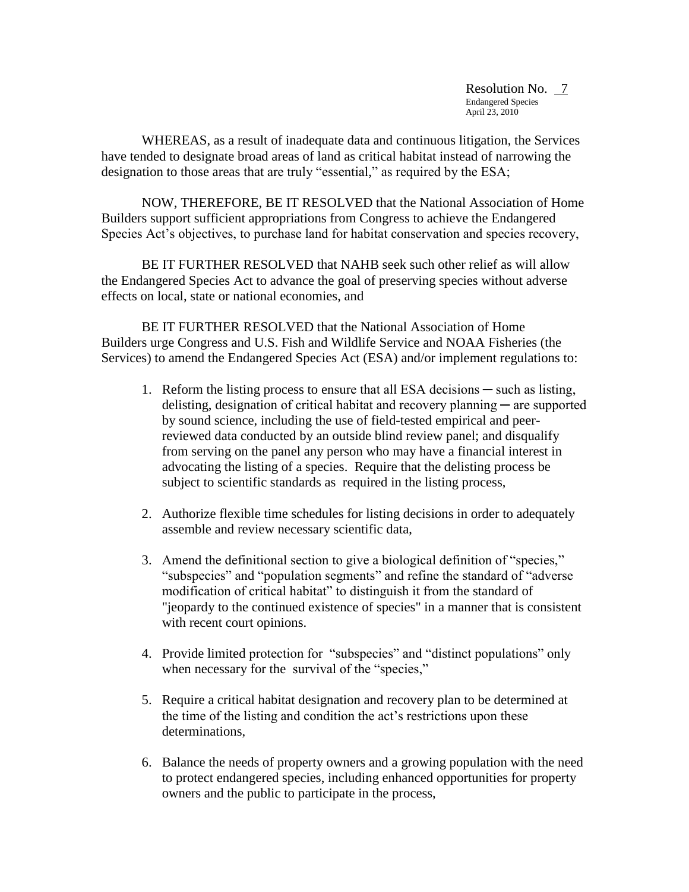Resolution No. 7
Endangered Species
April 23, 2010

WHEREAS, as a result of inadequate data and continuous litigation, the Services have tended to designate broad areas of land as critical habitat instead of narrowing the designation to those areas that are truly "essential," as required by the ESA;

NOW, THEREFORE, BE IT RESOLVED that the National Association of Home Builders support sufficient appropriations from Congress to achieve the Endangered Species Act's objectives, to purchase land for habitat conservation and species recovery,

BE IT FURTHER RESOLVED that NAHB seek such other relief as will allow the Endangered Species Act to advance the goal of preserving species without adverse effects on local, state or national economies, and

BE IT FURTHER RESOLVED that the National Association of Home Builders urge Congress and U.S. Fish and Wildlife Service and NOAA Fisheries (the Services) to amend the Endangered Species Act (ESA) and/or implement regulations to:

1. Reform the listing process to ensure that all ESA decisions ─ such as listing, delisting, designation of critical habitat and recovery planning ─ are supported by sound science, including the use of field-tested empirical and peer-reviewed data conducted by an outside blind review panel; and disqualify from serving on the panel any person who may have a financial interest in advocating the listing of a species. Require that the delisting process be subject to scientific standards as required in the listing process,

2. Authorize flexible time schedules for listing decisions in order to adequately assemble and review necessary scientific data,

3. Amend the definitional section to give a biological definition of "species," "subspecies" and "population segments" and refine the standard of "adverse modification of critical habitat" to distinguish it from the standard of "jeopardy to the continued existence of species" in a manner that is consistent with recent court opinions.

4. Provide limited protection for "subspecies" and "distinct populations" only when necessary for the survival of the "species,"

5. Require a critical habitat designation and recovery plan to be determined at the time of the listing and condition the act's restrictions upon these determinations,

6. Balance the needs of property owners and a growing population with the need to protect endangered species, including enhanced opportunities for property owners and the public to participate in the process,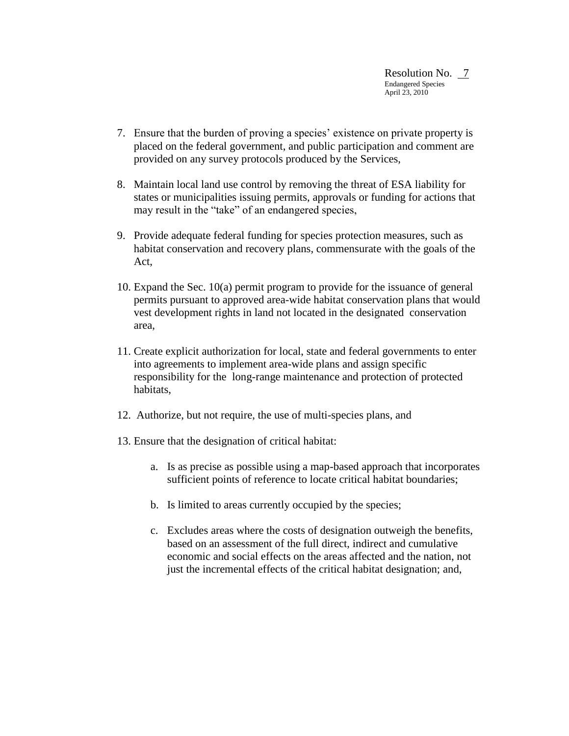7. Ensure that the burden of proving a species' existence on private property is placed on the federal government, and public participation and comment are provided on any survey protocols produced by the Services,

8. Maintain local land use control by removing the threat of ESA liability for states or municipalities issuing permits, approvals or funding for actions that may result in the "take" of an endangered species,

9. Provide adequate federal funding for species protection measures, such as habitat conservation and recovery plans, commensurate with the goals of the Act,

10. Expand the Sec. 10(a) permit program to provide for the issuance of general permits pursuant to approved area-wide habitat conservation plans that would vest development rights in land not located in the designated conservation area,

11. Create explicit authorization for local, state and federal governments to enter into agreements to implement area-wide plans and assign specific responsibility for the long-range maintenance and protection of protected habitats,

12. Authorize, but not require, the use of multi-species plans, and

13. Ensure that the designation of critical habitat:

    a. Is as precise as possible using a map-based approach that incorporates sufficient points of reference to locate critical habitat boundaries;

    b. Is limited to areas currently occupied by the species;

    c. Excludes areas where the costs of designation outweigh the benefits, based on an assessment of the full direct, indirect and cumulative economic and social effects on the areas affected and the nation, not just the incremental effects of the critical habitat designation; and,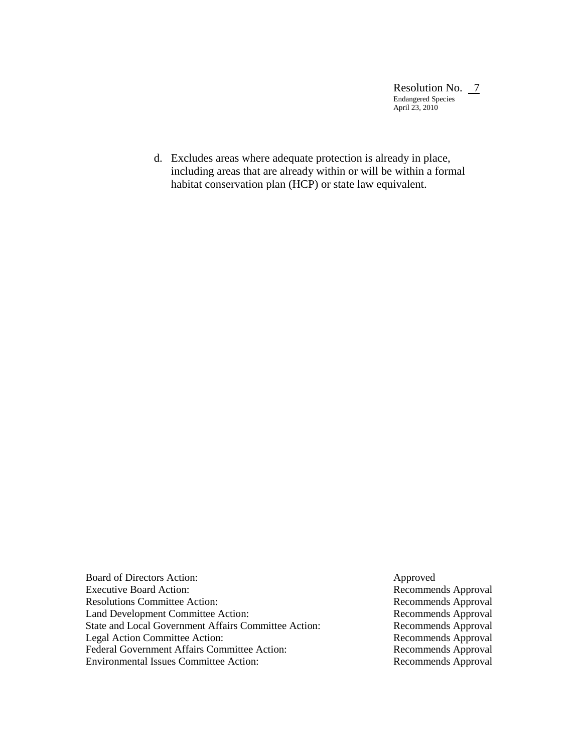d. Excludes areas where adequate protection is already in place, including areas that are already within or will be within a formal habitat conservation plan (HCP) or state law equivalent.

| | |
|---|---|
| Board of Directors Action: | Approved |
| Executive Board Action: | Recommends Approval |
| Resolutions Committee Action: | Recommends Approval |
| Land Development Committee Action: | Recommends Approval |
| State and Local Government Affairs Committee Action: | Recommends Approval |
| Legal Action Committee Action: | Recommends Approval |
| Federal Government Affairs Committee Action: | Recommends Approval |
| Environmental Issues Committee Action: | Recommends Approval |